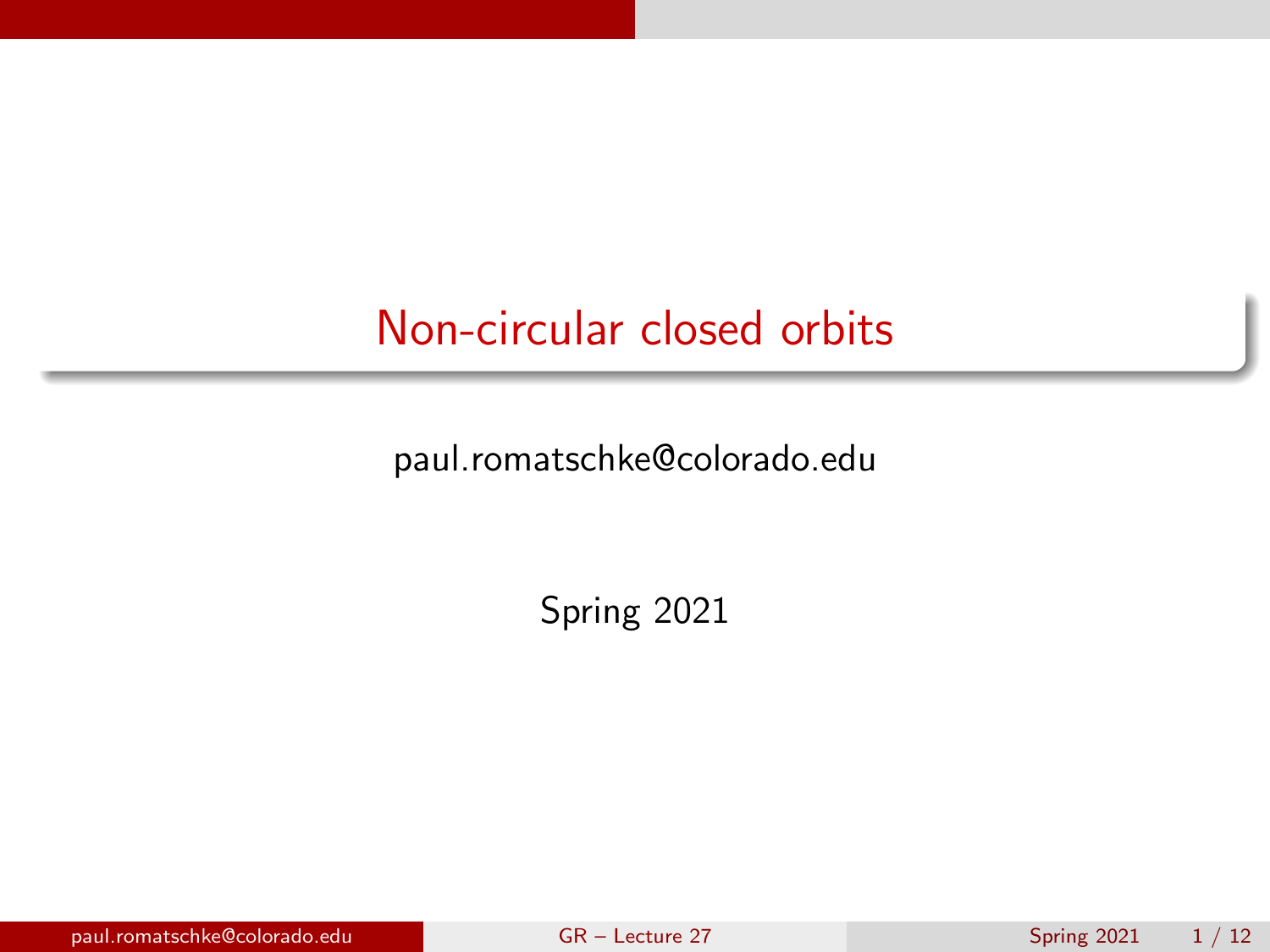# Non-circular closed orbits

paul.romatschke@colorado.edu

Spring 2021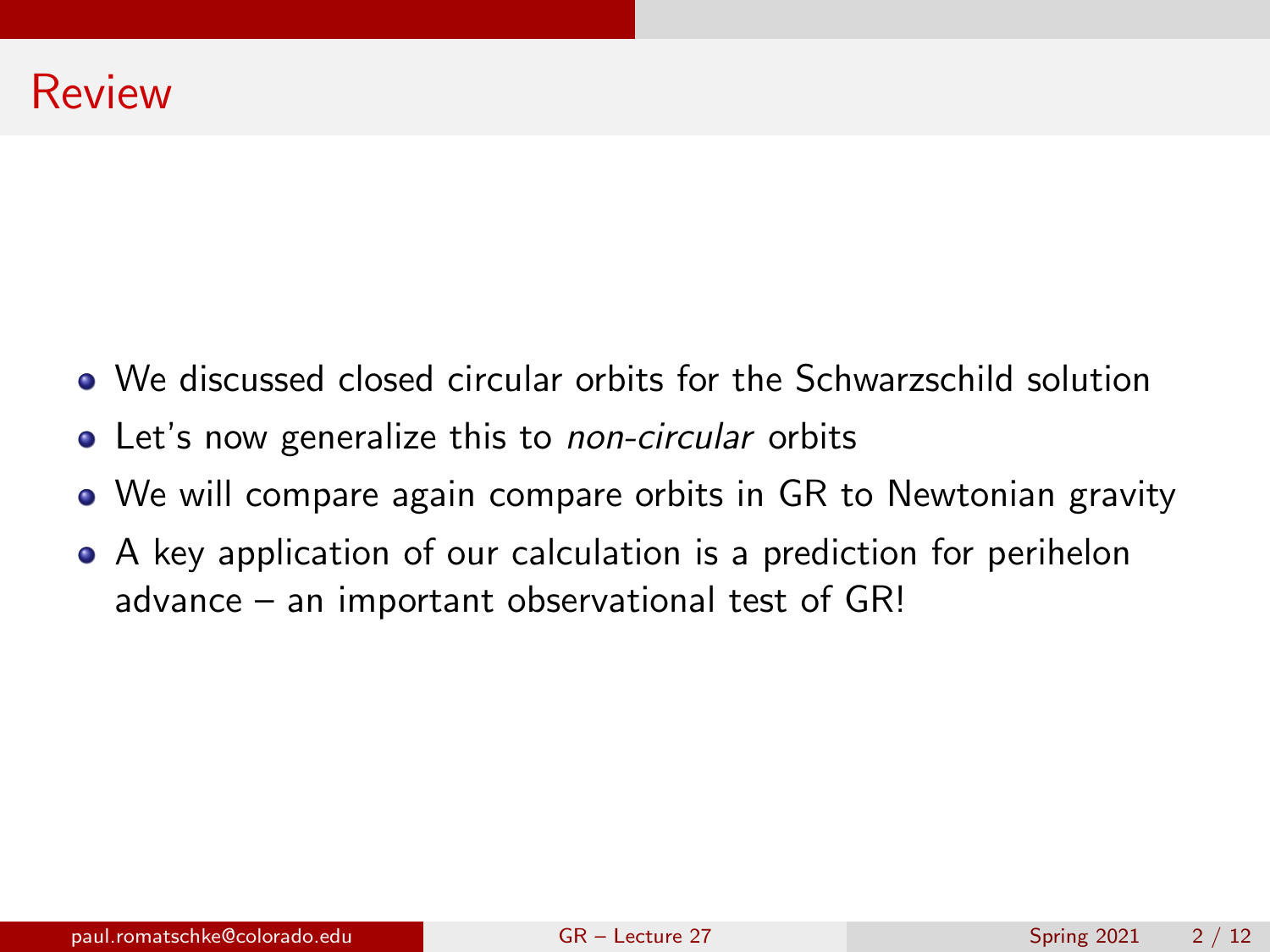## Review

- We discussed closed circular orbits for the Schwarzschild solution
- Let's now generalize this to *non-circular* orbits
- We will compare again compare orbits in GR to Newtonian gravity
- A key application of our calculation is a prediction for perihelon advance – an important observational test of GR!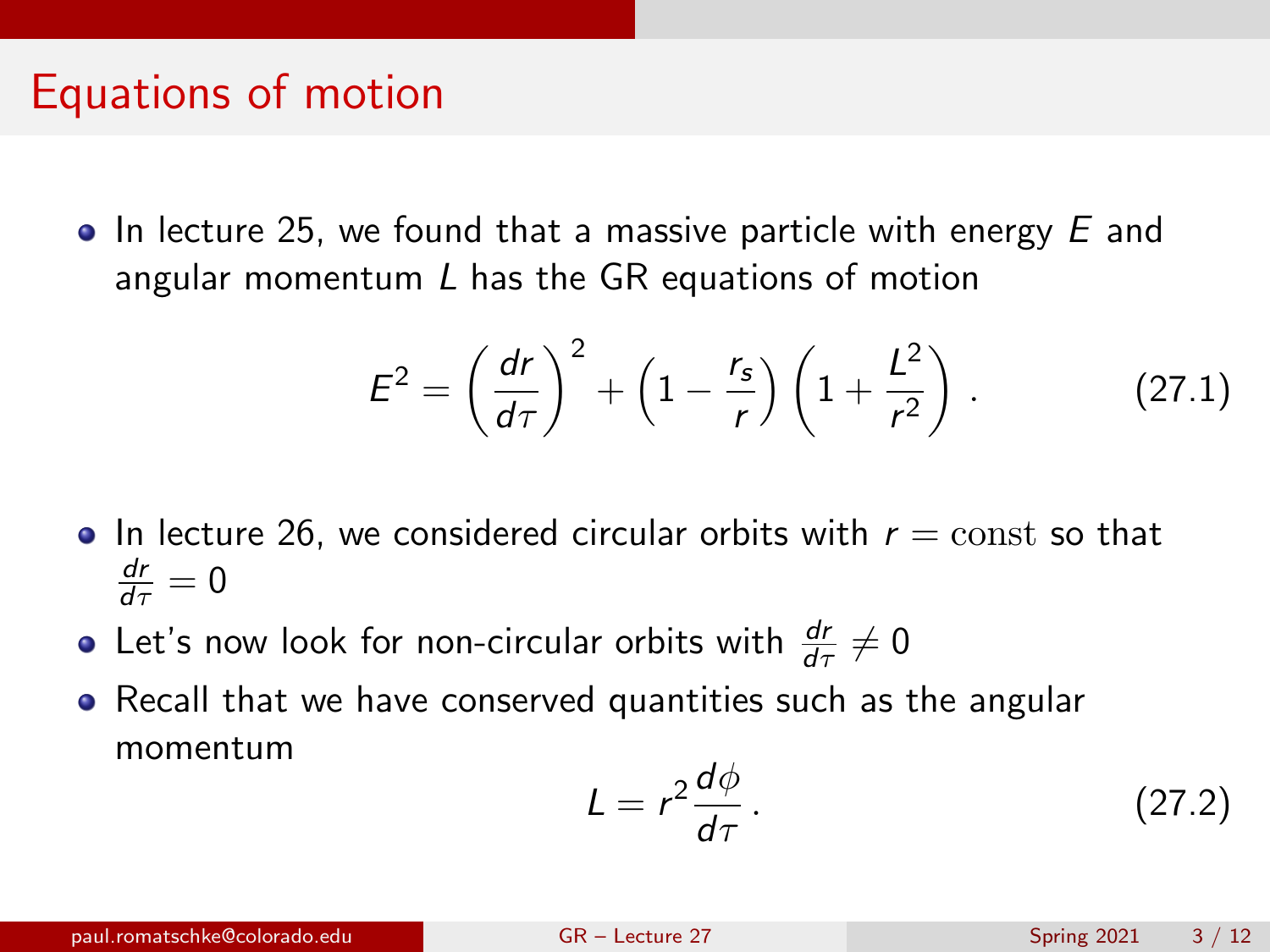## Equations of motion

- In lecture 25, we found that a massive particle with energy $E$ and angular momentum $L$ has the GR equations of motion

$$E^2 = \left(\frac{dr}{d\tau}\right)^2 + \left(1 - \frac{r_s}{r}\right)\left(1 + \frac{L^2}{r^2}\right) . \tag{27.1}$$

- In lecture 26, we considered circular orbits with $r = \mathrm{const}$ so that $\frac{dr}{d\tau} = 0$
- Let's now look for non-circular orbits with $\frac{dr}{d\tau} \neq 0$
- Recall that we have conserved quantities such as the angular momentum

$$L = r^2 \frac{d\phi}{d\tau} . \tag{27.2}$$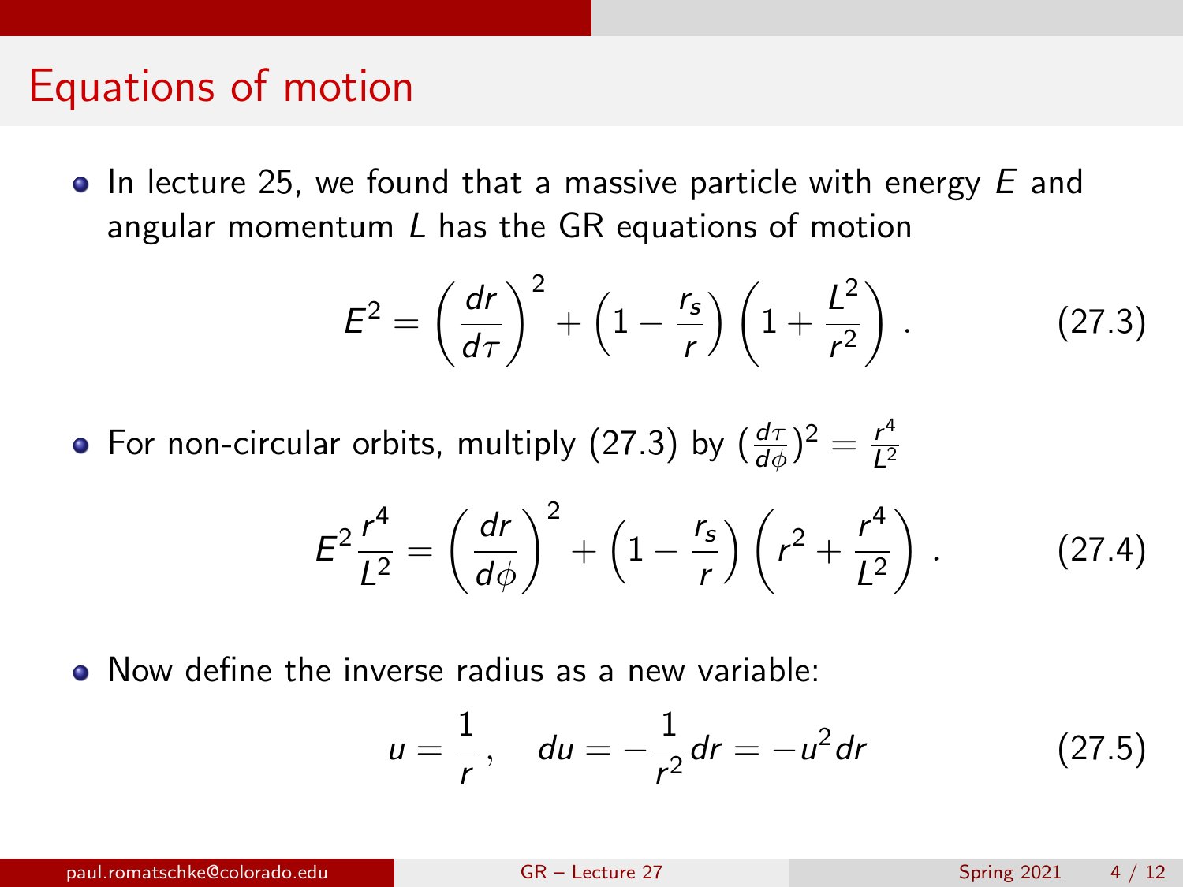# Equations of motion

- In lecture 25, we found that a massive particle with energy $E$ and angular momentum $L$ has the GR equations of motion

$$E^2 = \left(\frac{dr}{d\tau}\right)^2 + \left(1 - \frac{r_s}{r}\right)\left(1 + \frac{L^2}{r^2}\right) . \tag{27.3}$$

- For non-circular orbits, multiply (27.3) by $(\frac{d\tau}{d\phi})^2 = \frac{r^4}{L^2}$

$$E^2 \frac{r^4}{L^2} = \left(\frac{dr}{d\phi}\right)^2 + \left(1 - \frac{r_s}{r}\right)\left(r^2 + \frac{r^4}{L^2}\right) . \tag{27.4}$$

- Now define the inverse radius as a new variable:

$$u = \frac{1}{r} , \quad du = -\frac{1}{r^2} dr = -u^2 dr \tag{27.5}$$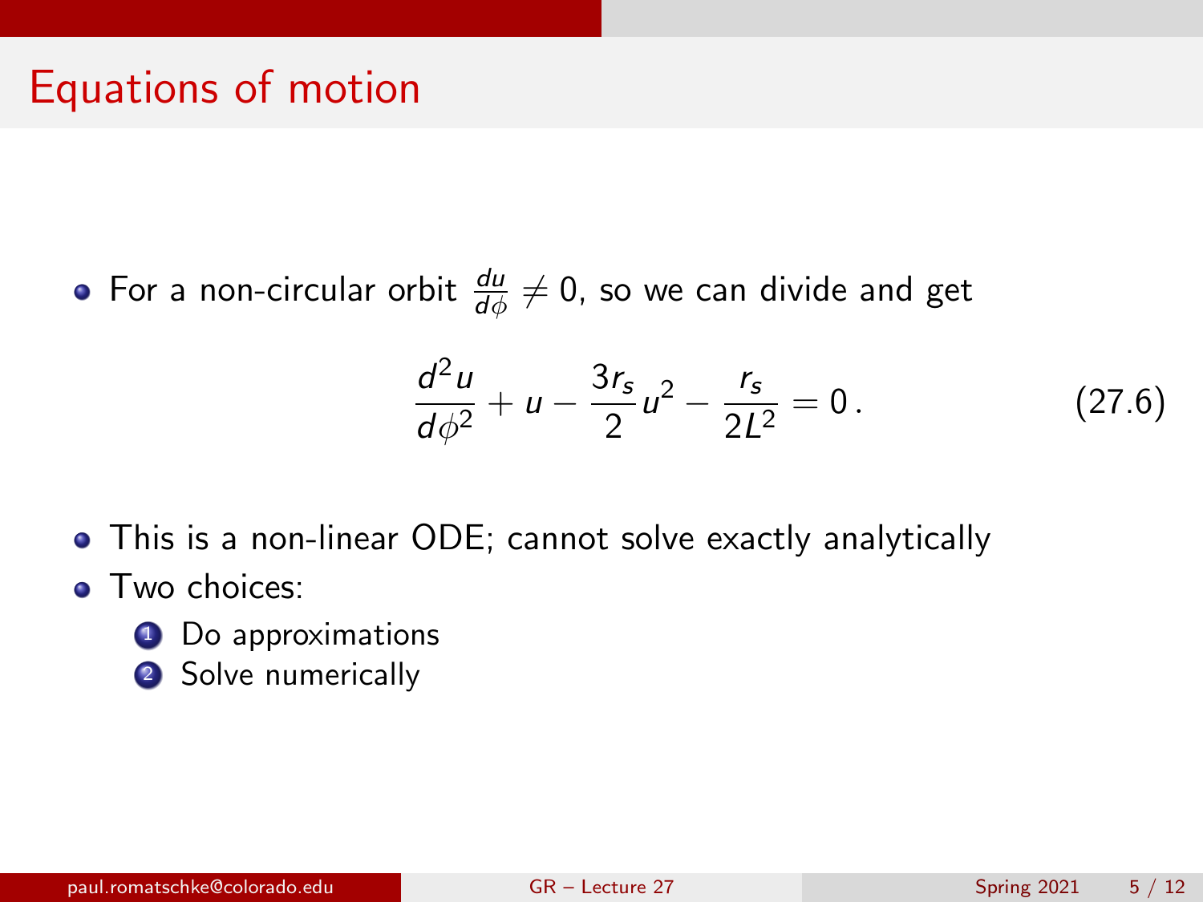# Equations of motion

- For a non-circular orbit $\frac{du}{d\phi} \neq 0$, so we can divide and get

$$\frac{d^2u}{d\phi^2} + u - \frac{3r_s}{2}u^2 - \frac{r_s}{2L^2} = 0\,. \tag{27.6}$$

- This is a non-linear ODE; cannot solve exactly analytically
- Two choices:
  1. Do approximations
  2. Solve numerically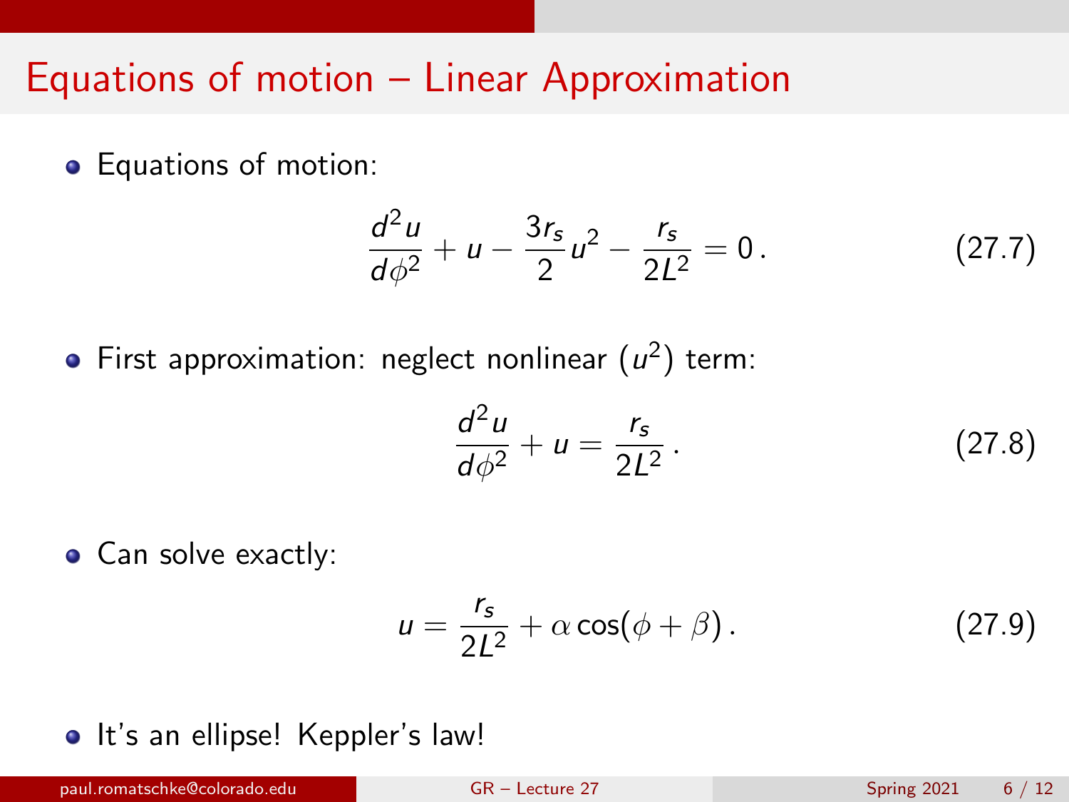# Equations of motion – Linear Approximation

- Equations of motion:

$$\frac{d^2 u}{d\phi^2} + u - \frac{3 r_s}{2} u^2 - \frac{r_s}{2L^2} = 0 \,. \tag{27.7}$$

- First approximation: neglect nonlinear ($u^2$) term:

$$\frac{d^2 u}{d\phi^2} + u = \frac{r_s}{2L^2} \,. \tag{27.8}$$

- Can solve exactly:

$$u = \frac{r_s}{2L^2} + \alpha \cos(\phi + \beta) \,. \tag{27.9}$$

- It's an ellipse! Keppler's law!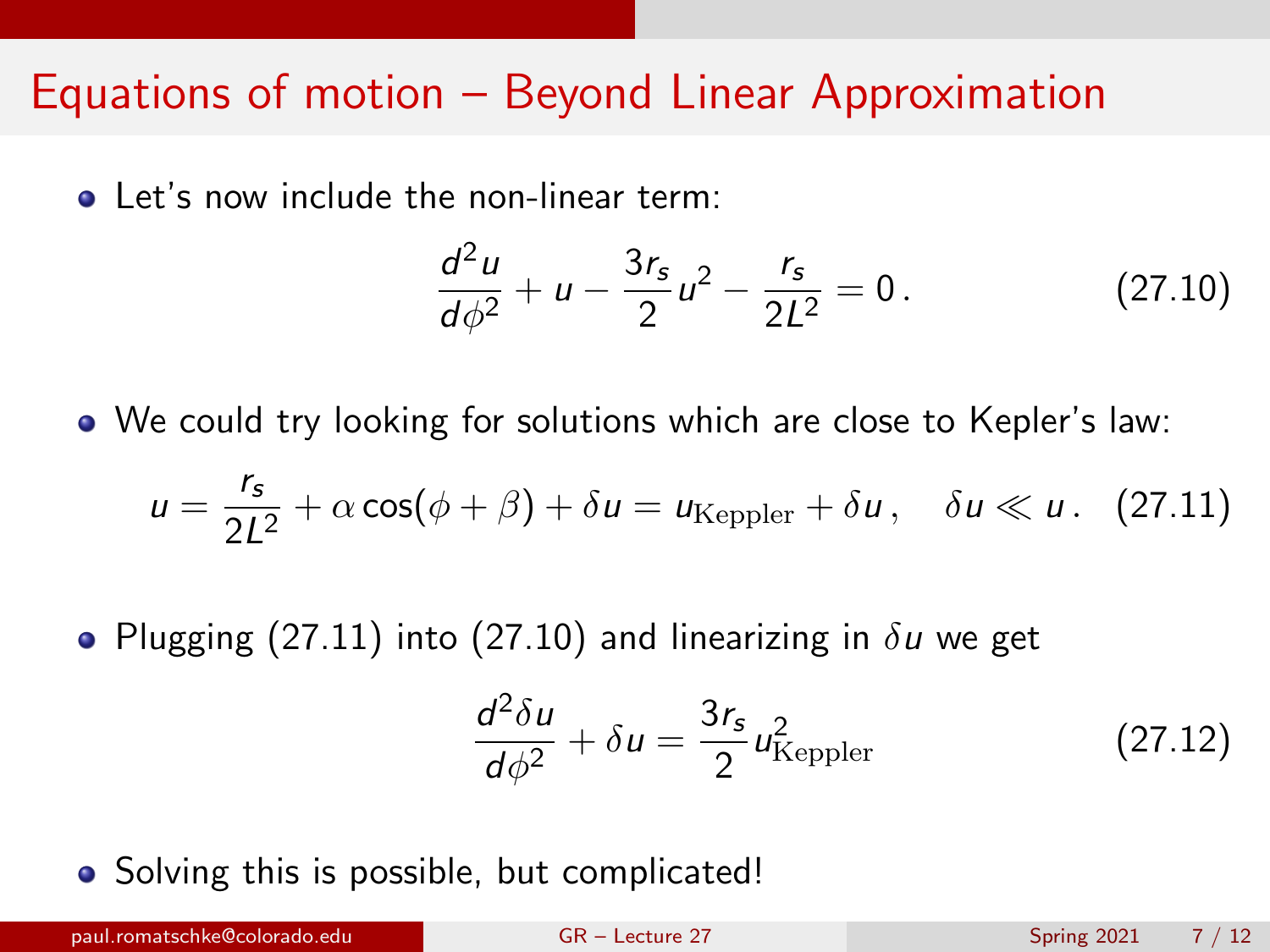# Equations of motion – Beyond Linear Approximation

- Let's now include the non-linear term:

$$\frac{d^2 u}{d\phi^2} + u - \frac{3r_s}{2} u^2 - \frac{r_s}{2L^2} = 0\,. \tag{27.10}$$

- We could try looking for solutions which are close to Kepler's law:

$$u = \frac{r_s}{2L^2} + \alpha\cos(\phi + \beta) + \delta u = u_{\rm Keppler} + \delta u\,, \quad \delta u \ll u\,. \tag{27.11}$$

- Plugging (27.11) into (27.10) and linearizing in $\delta u$ we get

$$\frac{d^2 \delta u}{d\phi^2} + \delta u = \frac{3r_s}{2} u^2_{\rm Keppler} \tag{27.12}$$

- Solving this is possible, but complicated!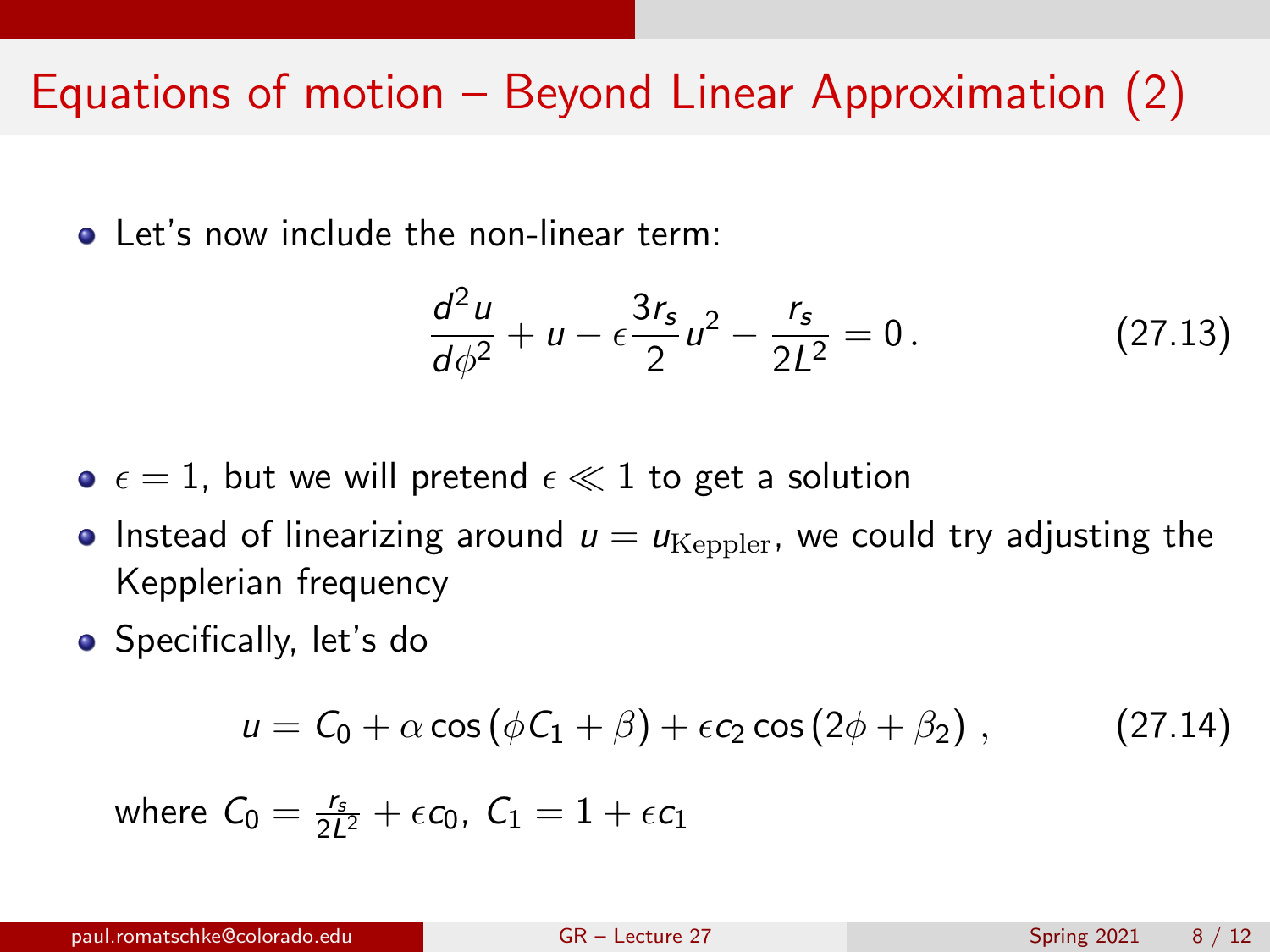# Equations of motion – Beyond Linear Approximation (2)

- Let's now include the non-linear term:

$$\frac{d^2 u}{d\phi^2} + u - \epsilon \frac{3r_s}{2} u^2 - \frac{r_s}{2L^2} = 0\,. \tag{27.13}$$

- $\epsilon = 1$, but we will pretend $\epsilon \ll 1$ to get a solution
- Instead of linearizing around $u = u_{\rm Keppler}$, we could try adjusting the Kepplerian frequency
- Specifically, let's do

$$u = C_0 + \alpha \cos\left(\phi C_1 + \beta\right) + \epsilon c_2 \cos\left(2\phi + \beta_2\right)\,, \tag{27.14}$$

where $C_0 = \frac{r_s}{2L^2} + \epsilon c_0$, $C_1 = 1 + \epsilon c_1$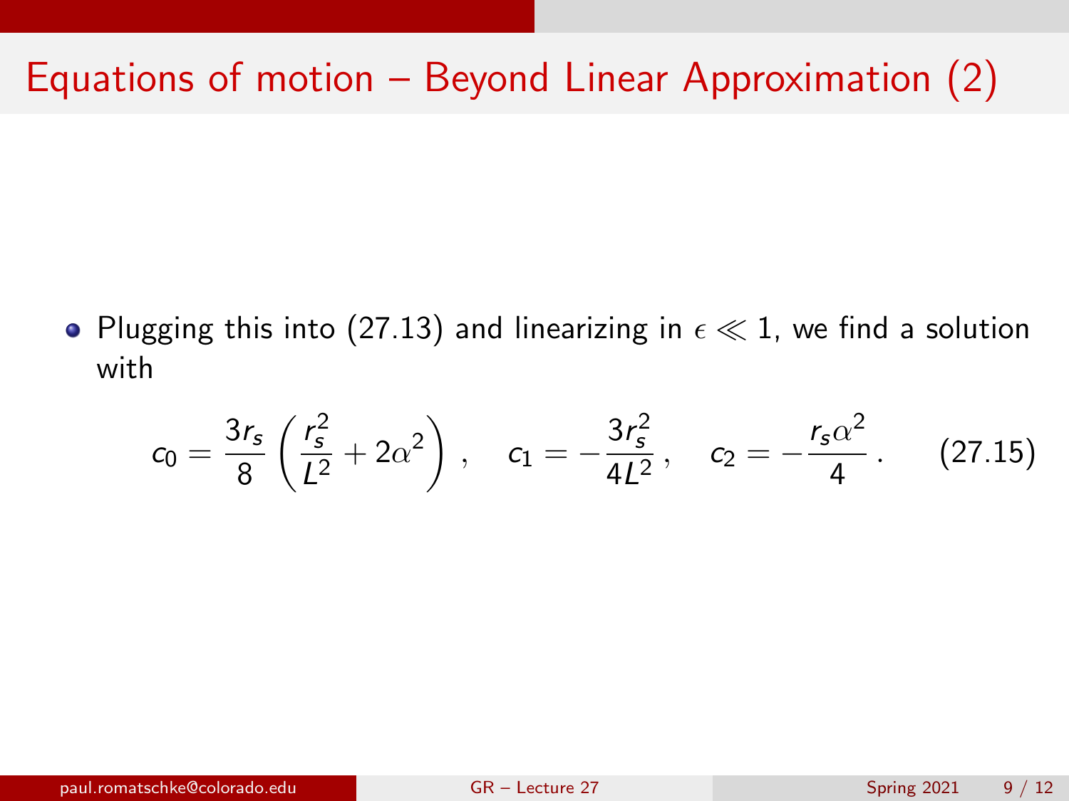# Equations of motion – Beyond Linear Approximation (2)

- Plugging this into (27.13) and linearizing in $\epsilon \ll 1$, we find a solution with

$$c_0 = \frac{3r_s}{8}\left(\frac{r_s^2}{L^2} + 2\alpha^2\right), \quad c_1 = -\frac{3r_s^2}{4L^2}, \quad c_2 = -\frac{r_s\alpha^2}{4}. \qquad (27.15)$$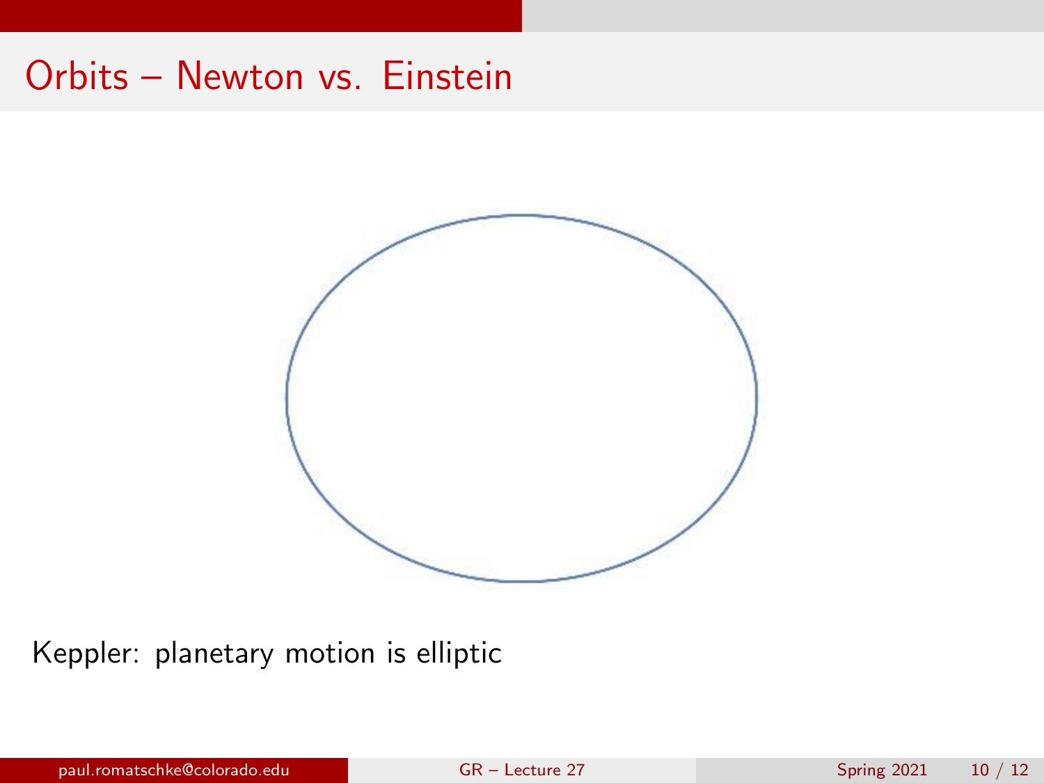# Orbits – Newton vs. Einstein

Keppler: planetary motion is elliptic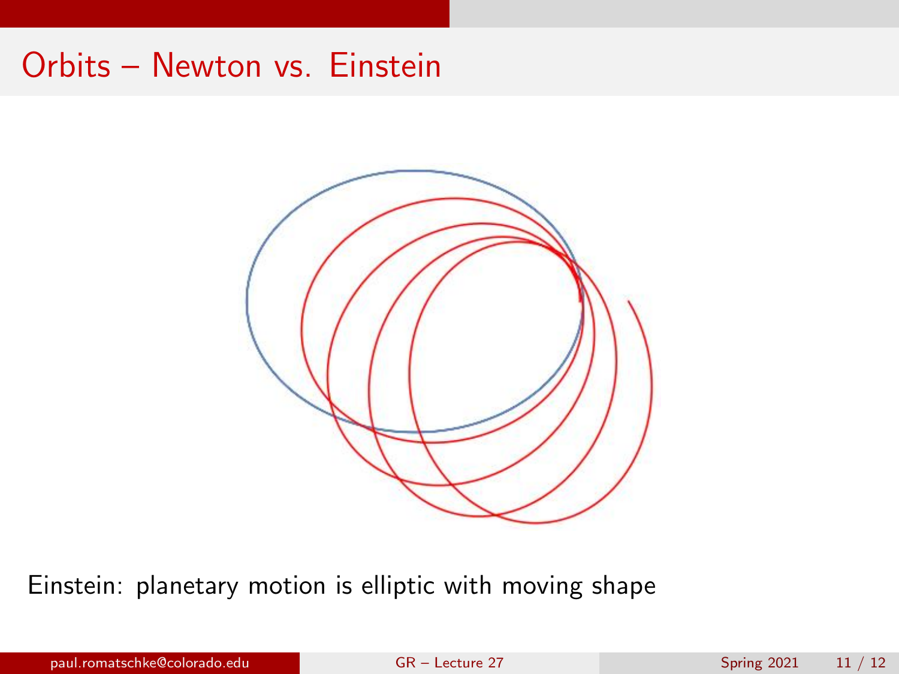# Orbits – Newton vs. Einstein

Einstein: planetary motion is elliptic with moving shape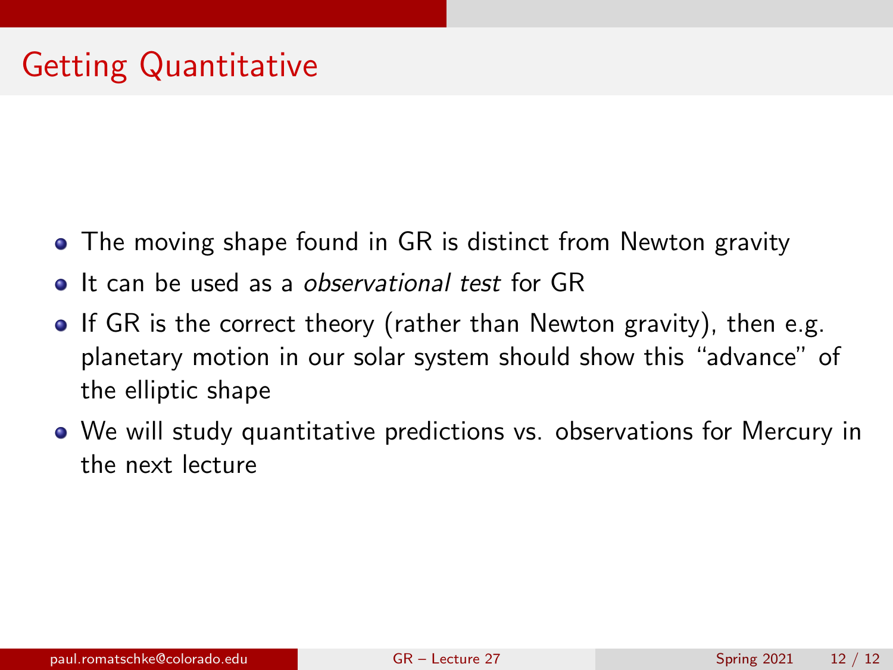# Getting Quantitative

- The moving shape found in GR is distinct from Newton gravity
- It can be used as a *observational test* for GR
- If GR is the correct theory (rather than Newton gravity), then e.g. planetary motion in our solar system should show this "advance" of the elliptic shape
- We will study quantitative predictions vs. observations for Mercury in the next lecture